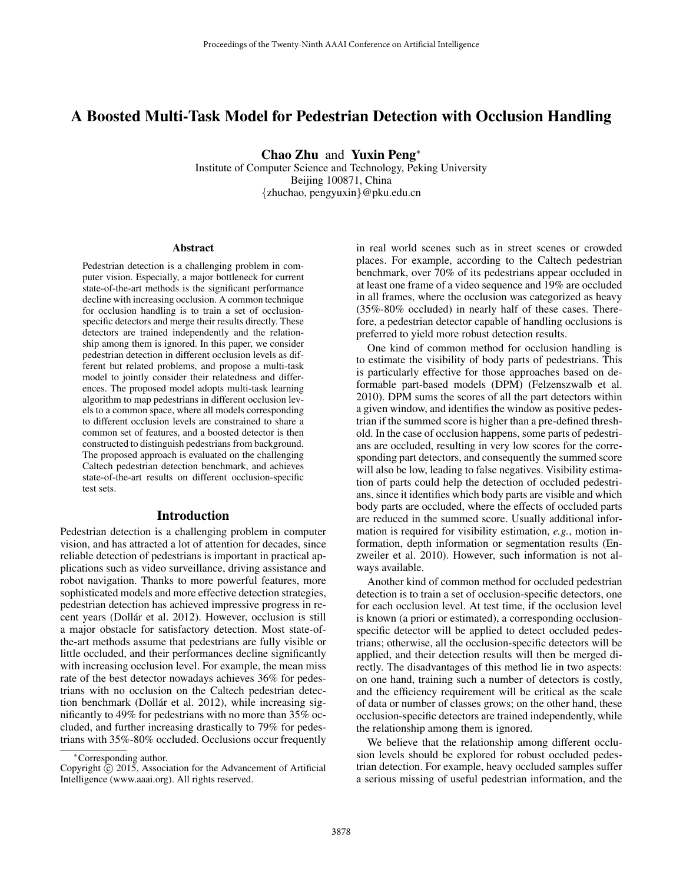# A Boosted Multi-Task Model for Pedestrian Detection with Occlusion Handling

**Chao Zhu** and **Yuxin Peng***

Institute of Computer Science and Technology, Peking University
Beijing 100871, China
{zhuchao, pengyuxin}@pku.edu.cn

## Abstract

Pedestrian detection is a challenging problem in computer vision. Especially, a major bottleneck for current state-of-the-art methods is the significant performance decline with increasing occlusion. A common technique for occlusion handling is to train a set of occlusion-specific detectors and merge their results directly. These detectors are trained independently and the relationship among them is ignored. In this paper, we consider pedestrian detection in different occlusion levels as different but related problems, and propose a multi-task model to jointly consider their relatedness and differences. The proposed model adopts multi-task learning algorithm to map pedestrians in different occlusion levels to a common space, where all models corresponding to different occlusion levels are constrained to share a common set of features, and a boosted detector is then constructed to distinguish pedestrians from background. The proposed approach is evaluated on the challenging Caltech pedestrian detection benchmark, and achieves state-of-the-art results on different occlusion-specific test sets.

## Introduction

Pedestrian detection is a challenging problem in computer vision, and has attracted a lot of attention for decades, since reliable detection of pedestrians is important in practical applications such as video surveillance, driving assistance and robot navigation. Thanks to more powerful features, more sophisticated models and more effective detection strategies, pedestrian detection has achieved impressive progress in recent years (Dollár et al. 2012). However, occlusion is still a major obstacle for satisfactory detection. Most state-of-the-art methods assume that pedestrians are fully visible or little occluded, and their performances decline significantly with increasing occlusion level. For example, the mean miss rate of the best detector nowadays achieves 36% for pedestrians with no occlusion on the Caltech pedestrian detection benchmark (Dollár et al. 2012), while increasing significantly to 49% for pedestrians with no more than 35% occluded, and further increasing drastically to 79% for pedestrians with 35%-80% occluded. Occlusions occur frequently in real world scenes such as in street scenes or crowded places. For example, according to the Caltech pedestrian benchmark, over 70% of its pedestrians appear occluded in at least one frame of a video sequence and 19% are occluded in all frames, where the occlusion was categorized as heavy (35%-80% occluded) in nearly half of these cases. Therefore, a pedestrian detector capable of handling occlusions is preferred to yield more robust detection results.

One kind of common method for occlusion handling is to estimate the visibility of body parts of pedestrians. This is particularly effective for those approaches based on deformable part-based models (DPM) (Felzenszwalb et al. 2010). DPM sums the scores of all the part detectors within a given window, and identifies the window as positive pedestrian if the summed score is higher than a pre-defined threshold. In the case of occlusion happens, some parts of pedestrians are occluded, resulting in very low scores for the corresponding part detectors, and consequently the summed score will also be low, leading to false negatives. Visibility estimation of parts could help the detection of occluded pedestrians, since it identifies which body parts are visible and which body parts are occluded, where the effects of occluded parts are reduced in the summed score. Usually additional information is required for visibility estimation, *e.g.*, motion information, depth information or segmentation results (Enzweiler et al. 2010). However, such information is not always available.

Another kind of common method for occluded pedestrian detection is to train a set of occlusion-specific detectors, one for each occlusion level. At test time, if the occlusion level is known (a priori or estimated), a corresponding occlusion-specific detector will be applied to detect occluded pedestrians; otherwise, all the occlusion-specific detectors will be applied, and their detection results will then be merged directly. The disadvantages of this method lie in two aspects: on one hand, training such a number of detectors is costly, and the efficiency requirement will be critical as the scale of data or number of classes grows; on the other hand, these occlusion-specific detectors are trained independently, while the relationship among them is ignored.

We believe that the relationship among different occlusion levels should be explored for robust occluded pedestrian detection. For example, heavy occluded samples suffer a serious missing of useful pedestrian information, and the

*Corresponding author.
Copyright © 2015, Association for the Advancement of Artificial Intelligence (www.aaai.org). All rights reserved.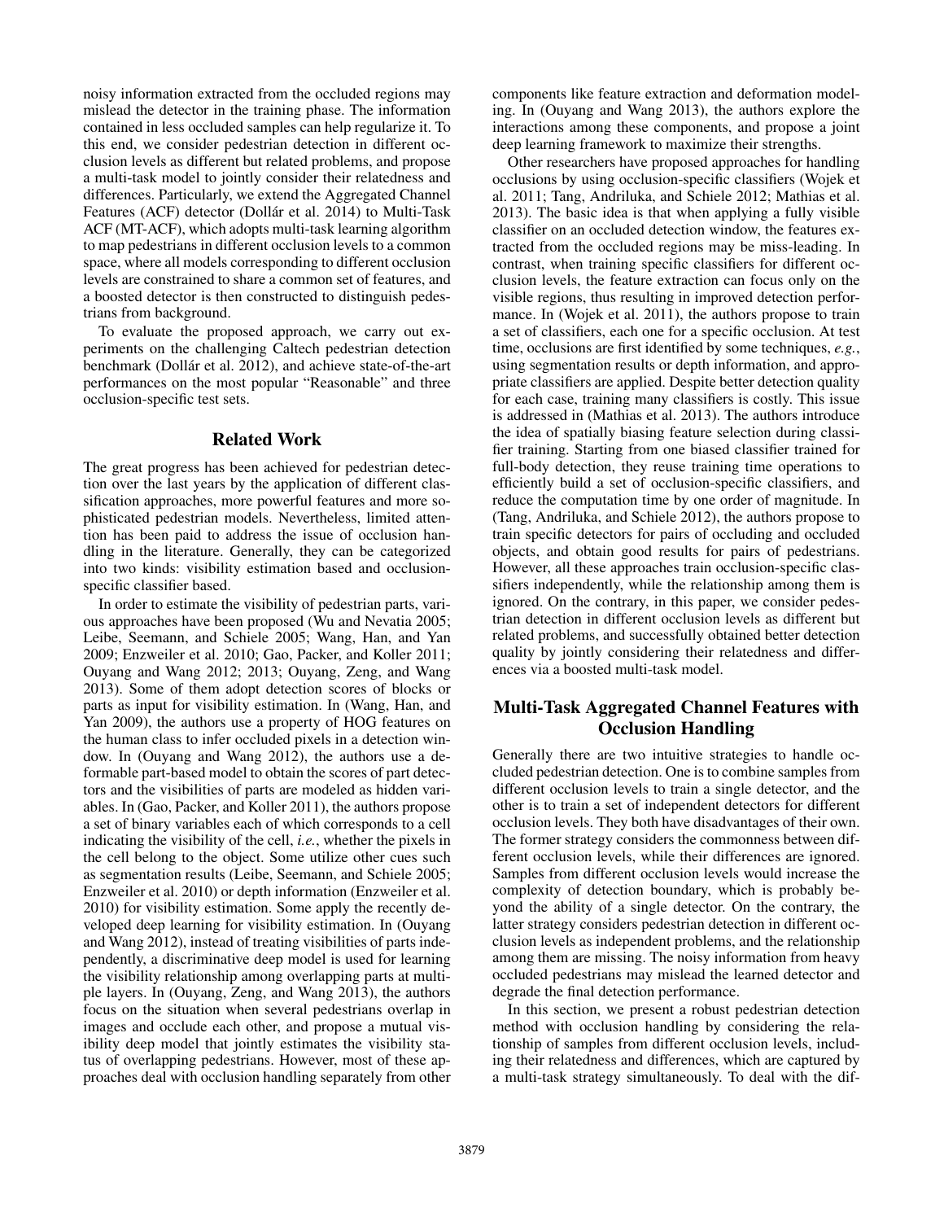noisy information extracted from the occluded regions may mislead the detector in the training phase. The information contained in less occluded samples can help regularize it. To this end, we consider pedestrian detection in different occlusion levels as different but related problems, and propose a multi-task model to jointly consider their relatedness and differences. Particularly, we extend the Aggregated Channel Features (ACF) detector (Dollár et al. 2014) to Multi-Task ACF (MT-ACF), which adopts multi-task learning algorithm to map pedestrians in different occlusion levels to a common space, where all models corresponding to different occlusion levels are constrained to share a common set of features, and a boosted detector is then constructed to distinguish pedestrians from background.

To evaluate the proposed approach, we carry out experiments on the challenging Caltech pedestrian detection benchmark (Dollár et al. 2012), and achieve state-of-the-art performances on the most popular "Reasonable" and three occlusion-specific test sets.

## Related Work

The great progress has been achieved for pedestrian detection over the last years by the application of different classification approaches, more powerful features and more sophisticated pedestrian models. Nevertheless, limited attention has been paid to address the issue of occlusion handling in the literature. Generally, they can be categorized into two kinds: visibility estimation based and occlusion-specific classifier based.

In order to estimate the visibility of pedestrian parts, various approaches have been proposed (Wu and Nevatia 2005; Leibe, Seemann, and Schiele 2005; Wang, Han, and Yan 2009; Enzweiler et al. 2010; Gao, Packer, and Koller 2011; Ouyang and Wang 2012; 2013; Ouyang, Zeng, and Wang 2013). Some of them adopt detection scores of blocks or parts as input for visibility estimation. In (Wang, Han, and Yan 2009), the authors use a property of HOG features on the human class to infer occluded pixels in a detection window. In (Ouyang and Wang 2012), the authors use a deformable part-based model to obtain the scores of part detectors and the visibilities of parts are modeled as hidden variables. In (Gao, Packer, and Koller 2011), the authors propose a set of binary variables each of which corresponds to a cell indicating the visibility of the cell, *i.e.*, whether the pixels in the cell belong to the object. Some utilize other cues such as segmentation results (Leibe, Seemann, and Schiele 2005; Enzweiler et al. 2010) or depth information (Enzweiler et al. 2010) for visibility estimation. Some apply the recently developed deep learning for visibility estimation. In (Ouyang and Wang 2012), instead of treating visibilities of parts independently, a discriminative deep model is used for learning the visibility relationship among overlapping parts at multiple layers. In (Ouyang, Zeng, and Wang 2013), the authors focus on the situation when several pedestrians overlap in images and occlude each other, and propose a mutual visibility deep model that jointly estimates the visibility status of overlapping pedestrians. However, most of these approaches deal with occlusion handling separately from other components like feature extraction and deformation modeling. In (Ouyang and Wang 2013), the authors explore the interactions among these components, and propose a joint deep learning framework to maximize their strengths.

Other researchers have proposed approaches for handling occlusions by using occlusion-specific classifiers (Wojek et al. 2011; Tang, Andriluka, and Schiele 2012; Mathias et al. 2013). The basic idea is that when applying a fully visible classifier on an occluded detection window, the features extracted from the occluded regions may be miss-leading. In contrast, when training specific classifiers for different occlusion levels, the feature extraction can focus only on the visible regions, thus resulting in improved detection performance. In (Wojek et al. 2011), the authors propose to train a set of classifiers, each one for a specific occlusion. At test time, occlusions are first identified by some techniques, *e.g.*, using segmentation results or depth information, and appropriate classifiers are applied. Despite better detection quality for each case, training many classifiers is costly. This issue is addressed in (Mathias et al. 2013). The authors introduce the idea of spatially biasing feature selection during classifier training. Starting from one biased classifier trained for full-body detection, they reuse training time operations to efficiently build a set of occlusion-specific classifiers, and reduce the computation time by one order of magnitude. In (Tang, Andriluka, and Schiele 2012), the authors propose to train specific detectors for pairs of occluding and occluded objects, and obtain good results for pairs of pedestrians. However, all these approaches train occlusion-specific classifiers independently, while the relationship among them is ignored. On the contrary, in this paper, we consider pedestrian detection in different occlusion levels as different but related problems, and successfully obtained better detection quality by jointly considering their relatedness and differences via a boosted multi-task model.

## Multi-Task Aggregated Channel Features with Occlusion Handling

Generally there are two intuitive strategies to handle occluded pedestrian detection. One is to combine samples from different occlusion levels to train a single detector, and the other is to train a set of independent detectors for different occlusion levels. They both have disadvantages of their own. The former strategy considers the commonness between different occlusion levels, while their differences are ignored. Samples from different occlusion levels would increase the complexity of detection boundary, which is probably beyond the ability of a single detector. On the contrary, the latter strategy considers pedestrian detection in different occlusion levels as independent problems, and the relationship among them are missing. The noisy information from heavy occluded pedestrians may mislead the learned detector and degrade the final detection performance.

In this section, we present a robust pedestrian detection method with occlusion handling by considering the relationship of samples from different occlusion levels, including their relatedness and differences, which are captured by a multi-task strategy simultaneously. To deal with the dif-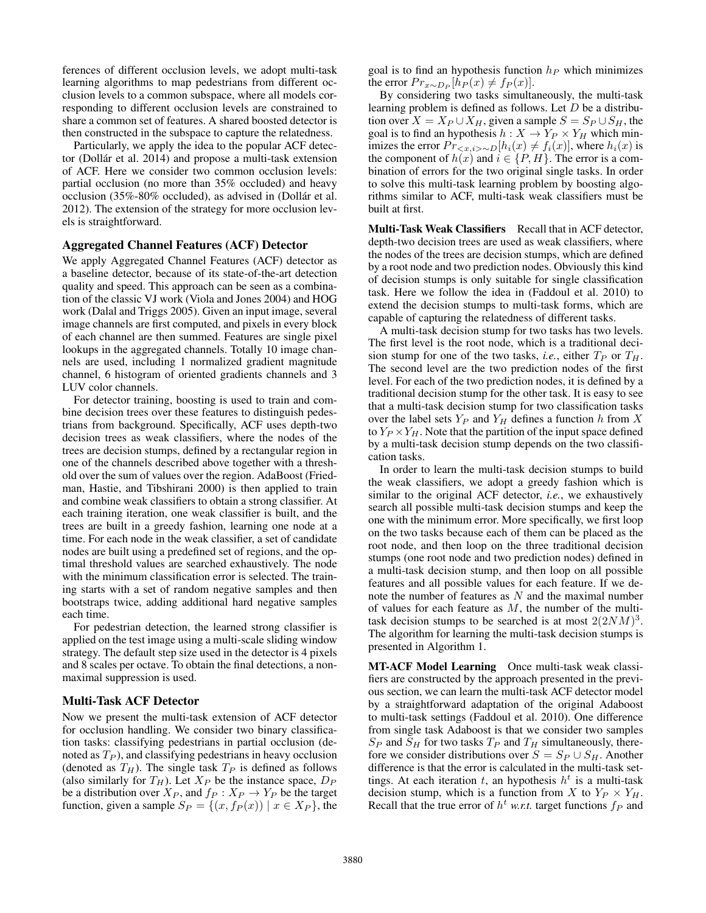ferences of different occlusion levels, we adopt multi-task learning algorithms to map pedestrians from different occlusion levels to a common subspace, where all models corresponding to different occlusion levels are constrained to share a common set of features. A shared boosted detector is then constructed in the subspace to capture the relatedness.

Particularly, we apply the idea to the popular ACF detector (Dollár et al. 2014) and propose a multi-task extension of ACF. Here we consider two common occlusion levels: partial occlusion (no more than 35% occluded) and heavy occlusion (35%-80% occluded), as advised in (Dollár et al. 2012). The extension of the strategy for more occlusion levels is straightforward.

### Aggregated Channel Features (ACF) Detector

We apply Aggregated Channel Features (ACF) detector as a baseline detector, because of its state-of-the-art detection quality and speed. This approach can be seen as a combination of the classic VJ work (Viola and Jones 2004) and HOG work (Dalal and Triggs 2005). Given an input image, several image channels are first computed, and pixels in every block of each channel are then summed. Features are single pixel lookups in the aggregated channels. Totally 10 image channels are used, including 1 normalized gradient magnitude channel, 6 histogram of oriented gradients channels and 3 LUV color channels.

For detector training, boosting is used to train and combine decision trees over these features to distinguish pedestrians from background. Specifically, ACF uses depth-two decision trees as weak classifiers, where the nodes of the trees are decision stumps, defined by a rectangular region in one of the channels described above together with a threshold over the sum of values over the region. AdaBoost (Friedman, Hastie, and Tibshirani 2000) is then applied to train and combine weak classifiers to obtain a strong classifier. At each training iteration, one weak classifier is built, and the trees are built in a greedy fashion, learning one node at a time. For each node in the weak classifier, a set of candidate nodes are built using a predefined set of regions, and the optimal threshold values are searched exhaustively. The node with the minimum classification error is selected. The training starts with a set of random negative samples and then bootstraps twice, adding additional hard negative samples each time.

For pedestrian detection, the learned strong classifier is applied on the test image using a multi-scale sliding window strategy. The default step size used in the detector is 4 pixels and 8 scales per octave. To obtain the final detections, a non-maximal suppression is used.

### Multi-Task ACF Detector

Now we present the multi-task extension of ACF detector for occlusion handling. We consider two binary classification tasks: classifying pedestrians in partial occlusion (denoted as $T_P$), and classifying pedestrians in heavy occlusion (denoted as $T_H$). The single task $T_P$ is defined as follows (also similarly for $T_H$). Let $X_P$ be the instance space, $D_P$ be a distribution over $X_P$, and $f_P : X_P \rightarrow Y_P$ be the target function, given a sample $S_P = \{(x, f_P(x)) \mid x \in X_P\}$, the goal is to find an hypothesis function $h_P$ which minimizes the error $Pr_{x \sim D_P}[h_P(x) \neq f_P(x)]$.

By considering two tasks simultaneously, the multi-task learning problem is defined as follows. Let $D$ be a distribution over $X = X_P \cup X_H$, given a sample $S = S_P \cup S_H$, the goal is to find an hypothesis $h : X \rightarrow Y_P \times Y_H$ which minimizes the error $Pr_{<x,i>\sim D}[h_i(x) \neq f_i(x)]$, where $h_i(x)$ is the component of $h(x)$ and $i \in \{P, H\}$. The error is a combination of errors for the two original single tasks. In order to solve this multi-task learning problem by boosting algorithms similar to ACF, multi-task weak classifiers must be built at first.

**Multi-Task Weak Classifiers** Recall that in ACF detector, depth-two decision trees are used as weak classifiers, where the nodes of the trees are decision stumps, which are defined by a root node and two prediction nodes. Obviously this kind of decision stumps is only suitable for single classification task. Here we follow the idea in (Faddoul et al. 2010) to extend the decision stumps to multi-task forms, which are capable of capturing the relatedness of different tasks.

A multi-task decision stump for two tasks has two levels. The first level is the root node, which is a traditional decision stump for one of the two tasks, *i.e.*, either $T_P$ or $T_H$. The second level are the two prediction nodes of the first level. For each of the two prediction nodes, it is defined by a traditional decision stump for the other task. It is easy to see that a multi-task decision stump for two classification tasks over the label sets $Y_P$ and $Y_H$ defines a function $h$ from $X$ to $Y_P \times Y_H$. Note that the partition of the input space defined by a multi-task decision stump depends on the two classification tasks.

In order to learn the multi-task decision stumps to build the weak classifiers, we adopt a greedy fashion which is similar to the original ACF detector, *i.e.*, we exhaustively search all possible multi-task decision stumps and keep the one with the minimum error. More specifically, we first loop on the two tasks because each of them can be placed as the root node, and then loop on the three traditional decision stumps (one root node and two prediction nodes) defined in a multi-task decision stump, and then loop on all possible features and all possible values for each feature. If we denote the number of features as $N$ and the maximal number of values for each feature as $M$, the number of the multi-task decision stumps to be searched is at most $2(2NM)^3$. The algorithm for learning the multi-task decision stumps is presented in Algorithm 1.

**MT-ACF Model Learning** Once multi-task weak classifiers are constructed by the approach presented in the previous section, we can learn the multi-task ACF detector model by a straightforward adaptation of the original Adaboost to multi-task settings (Faddoul et al. 2010). One difference from single task Adaboost is that we consider two samples $S_P$ and $S_H$ for two tasks $T_P$ and $T_H$ simultaneously, therefore we consider distributions over $S = S_P \cup S_H$. Another difference is that the error is calculated in the multi-task settings. At each iteration $t$, an hypothesis $h^t$ is a multi-task decision stump, which is a function from $X$ to $Y_P \times Y_H$. Recall that the true error of $h^t$ *w.r.t.* target functions $f_P$ and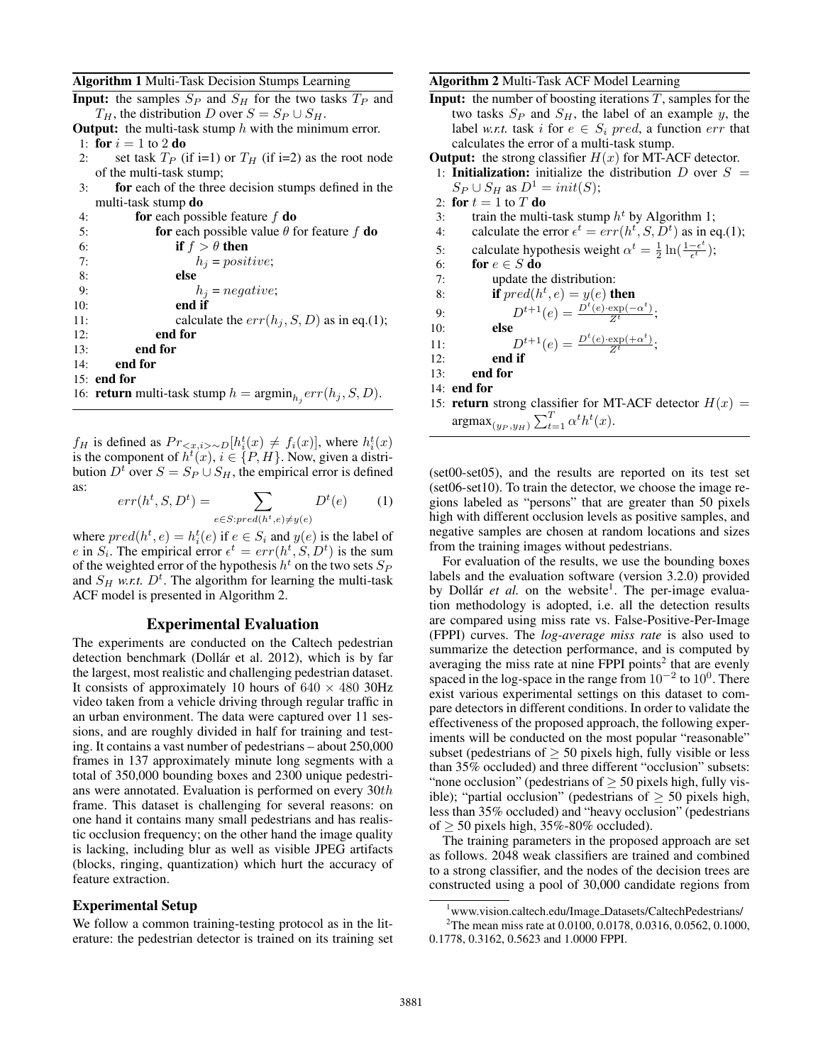**Algorithm 1** Multi-Task Decision Stumps Learning

**Input:** the samples $S_P$ and $S_H$ for the two tasks $T_P$ and $T_H$, the distribution $D$ over $S = S_P \cup S_H$.

**Output:** the multi-task stump $h$ with the minimum error.

```
1:  for i = 1 to 2 do
2:      set task T_P (if i=1) or T_H (if i=2) as the root node of the multi-task stump;
3:      for each of the three decision stumps defined in the multi-task stump do
4:          for each possible feature f do
5:              for each possible value θ for feature f do
6:                  if f > θ then
7:                      h_j = positive;
8:                  else
9:                      h_j = negative;
10:                 end if
11:                 calculate the err(h_j, S, D) as in eq.(1);
12:             end for
13:         end for
14:     end for
15: end for
16: return multi-task stump h = argmin_{h_j} err(h_j, S, D).
```

$f_H$ is defined as $Pr_{<x,i>\sim D}[h_i^t(x) \neq f_i(x)]$, where $h_i^t(x)$ is the component of $h^t(x)$, $i \in \{P, H\}$. Now, given a distribution $D^t$ over $S = S_P \cup S_H$, the empirical error is defined as:

$$err(h^t, S, D^t) = \sum_{e \in S: pred(h^t, e) \neq y(e)} D^t(e) \qquad (1)$$

where $pred(h^t, e) = h_i^t(e)$ if $e \in S_i$ and $y(e)$ is the label of $e$ in $S_i$. The empirical error $\epsilon^t = err(h^t, S, D^t)$ is the sum of the weighted error of the hypothesis $h^t$ on the two sets $S_P$ and $S_H$ *w.r.t.* $D^t$. The algorithm for learning the multi-task ACF model is presented in Algorithm 2.

**Algorithm 2** Multi-Task ACF Model Learning

**Input:** the number of boosting iterations $T$, samples for the two tasks $S_P$ and $S_H$, the label of an example $y$, the label *w.r.t.* task $i$ for $e \in S_i$ $pred$, a function $err$ that calculates the error of a multi-task stump.

**Output:** the strong classifier $H(x)$ for MT-ACF detector.

1: **Initialization:** initialize the distribution $D$ over $S = S_P \cup S_H$ as $D^1 = init(S)$;
2: **for** $t = 1$ to $T$ **do**
3: &nbsp;&nbsp;&nbsp;&nbsp;train the multi-task stump $h^t$ by Algorithm 1;
4: &nbsp;&nbsp;&nbsp;&nbsp;calculate the error $\epsilon^t = err(h^t, S, D^t)$ as in eq.(1);
5: &nbsp;&nbsp;&nbsp;&nbsp;calculate hypothesis weight $\alpha^t = \frac{1}{2}\ln(\frac{1-\epsilon^t}{\epsilon^t})$;
6: &nbsp;&nbsp;&nbsp;&nbsp;**for** $e \in S$ **do**
7: &nbsp;&nbsp;&nbsp;&nbsp;&nbsp;&nbsp;&nbsp;&nbsp;update the distribution:
8: &nbsp;&nbsp;&nbsp;&nbsp;&nbsp;&nbsp;&nbsp;&nbsp;**if** $pred(h^t, e) = y(e)$ **then**
9: &nbsp;&nbsp;&nbsp;&nbsp;&nbsp;&nbsp;&nbsp;&nbsp;&nbsp;&nbsp;&nbsp;&nbsp;$D^{t+1}(e) = \frac{D^t(e)\cdot\exp(-\alpha^t)}{Z^t}$;
10: &nbsp;&nbsp;&nbsp;&nbsp;&nbsp;&nbsp;&nbsp;&nbsp;**else**
11: &nbsp;&nbsp;&nbsp;&nbsp;&nbsp;&nbsp;&nbsp;&nbsp;&nbsp;&nbsp;&nbsp;&nbsp;$D^{t+1}(e) = \frac{D^t(e)\cdot\exp(+\alpha^t)}{Z^t}$;
12: &nbsp;&nbsp;&nbsp;&nbsp;&nbsp;&nbsp;&nbsp;&nbsp;**end if**
13: &nbsp;&nbsp;&nbsp;&nbsp;**end for**
14: **end for**
15: **return** strong classifier for MT-ACF detector $H(x) = \text{argmax}_{(y_P, y_H)} \sum_{t=1}^{T} \alpha^t h^t(x)$.

## Experimental Evaluation

The experiments are conducted on the Caltech pedestrian detection benchmark (Dollár et al. 2012), which is by far the largest, most realistic and challenging pedestrian dataset. It consists of approximately 10 hours of $640 \times 480$ 30Hz video taken from a vehicle driving through regular traffic in an urban environment. The data were captured over 11 sessions, and are roughly divided in half for training and testing. It contains a vast number of pedestrians – about 250,000 frames in 137 approximately minute long segments with a total of 350,000 bounding boxes and 2300 unique pedestrians were annotated. Evaluation is performed on every $30th$ frame. This dataset is challenging for several reasons: on one hand it contains many small pedestrians and has realistic occlusion frequency; on the other hand the image quality is lacking, including blur as well as visible JPEG artifacts (blocks, ringing, quantization) which hurt the accuracy of feature extraction.

### Experimental Setup

We follow a common training-testing protocol as in the literature: the pedestrian detector is trained on its training set (set00-set05), and the results are reported on its test set (set06-set10). To train the detector, we choose the image regions labeled as "persons" that are greater than 50 pixels high with different occlusion levels as positive samples, and negative samples are chosen at random locations and sizes from the training images without pedestrians.

For evaluation of the results, we use the bounding boxes labels and the evaluation software (version 3.2.0) provided by Dollár *et al.* on the website[1]. The per-image evaluation methodology is adopted, i.e. all the detection results are compared using miss rate vs. False-Positive-Per-Image (FPPI) curves. The *log-average miss rate* is also used to summarize the detection performance, and is computed by averaging the miss rate at nine FPPI points[2] that are evenly spaced in the log-space in the range from $10^{-2}$ to $10^{0}$. There exist various experimental settings on this dataset to compare detectors in different conditions. In order to validate the effectiveness of the proposed approach, the following experiments will be conducted on the most popular "reasonable" subset (pedestrians of $\geq 50$ pixels high, fully visible or less than 35% occluded) and three different "occlusion" subsets: "none occlusion" (pedestrians of $\geq 50$ pixels high, fully visible); "partial occlusion" (pedestrians of $\geq 50$ pixels high, less than 35% occluded) and "heavy occlusion" (pedestrians of $\geq 50$ pixels high, 35%-80% occluded).

The training parameters in the proposed approach are set as follows. 2048 weak classifiers are trained and combined to a strong classifier, and the nodes of the decision trees are constructed using a pool of 30,000 candidate regions from

[1] www.vision.caltech.edu/Image_Datasets/CaltechPedestrians/

[2] The mean miss rate at 0.0100, 0.0178, 0.0316, 0.0562, 0.1000, 0.1778, 0.3162, 0.5623 and 1.0000 FPPI.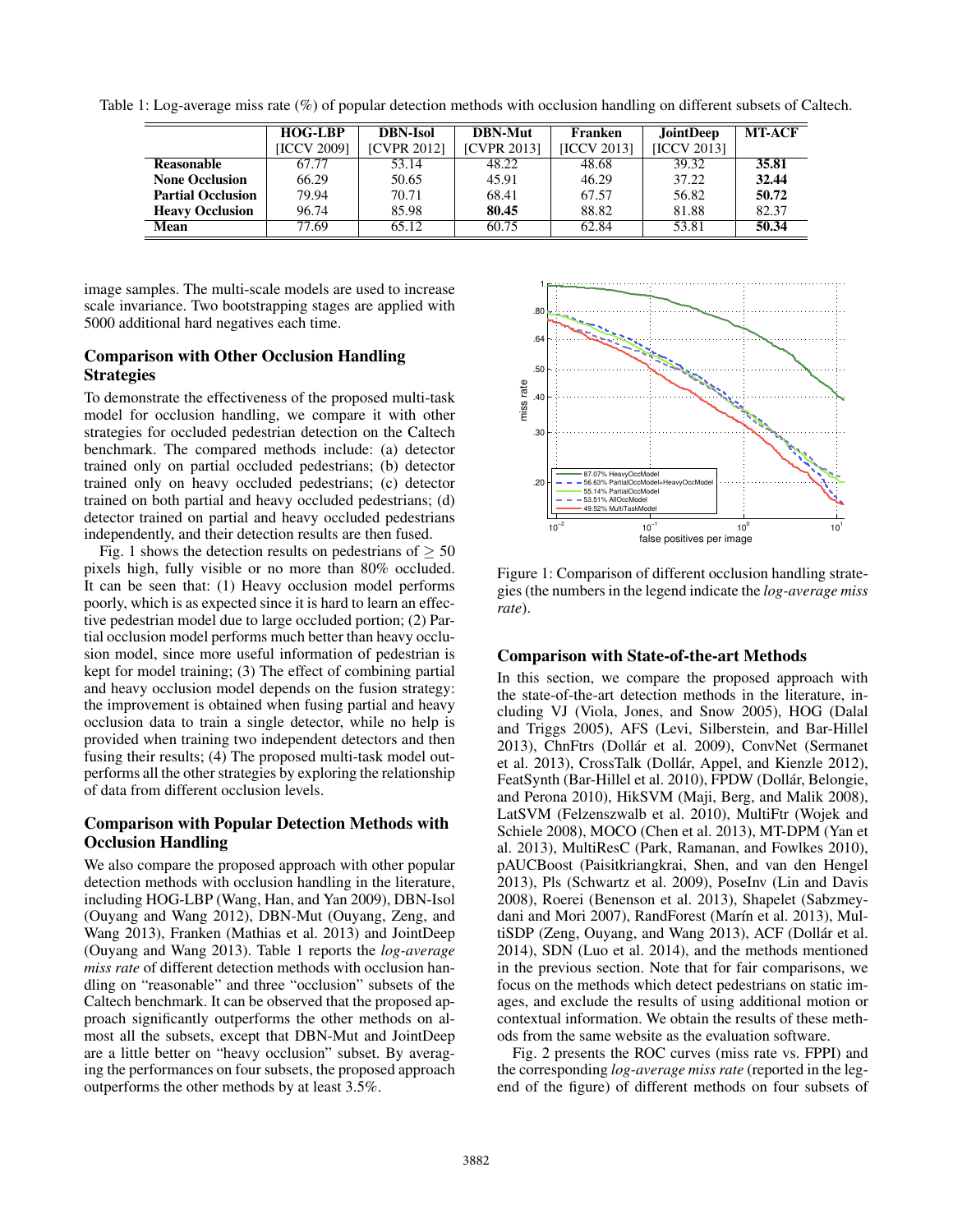Table 1: Log-average miss rate (%) of popular detection methods with occlusion handling on different subsets of Caltech.

| | HOG-LBP [ICCV 2009] | DBN-Isol [CVPR 2012] | DBN-Mut [CVPR 2013] | Franken [ICCV 2013] | JointDeep [ICCV 2013] | MT-ACF |
|---|---|---|---|---|---|---|
| **Reasonable** | 67.77 | 53.14 | 48.22 | 48.68 | 39.32 | **35.81** |
| **None Occlusion** | 66.29 | 50.65 | 45.91 | 46.29 | 37.22 | **32.44** |
| **Partial Occlusion** | 79.94 | 70.71 | 68.41 | 67.57 | 56.82 | **50.72** |
| **Heavy Occlusion** | 96.74 | 85.98 | **80.45** | 88.82 | 81.88 | 82.37 |
| **Mean** | 77.69 | 65.12 | 60.75 | 62.84 | 53.81 | **50.34** |

image samples. The multi-scale models are used to increase scale invariance. Two bootstrapping stages are applied with 5000 additional hard negatives each time.

### Comparison with Other Occlusion Handling Strategies

To demonstrate the effectiveness of the proposed multi-task model for occlusion handling, we compare it with other strategies for occluded pedestrian detection on the Caltech benchmark. The compared methods include: (a) detector trained only on partial occluded pedestrians; (b) detector trained only on heavy occluded pedestrians; (c) detector trained on both partial and heavy occluded pedestrians; (d) detector trained on partial and heavy occluded pedestrians independently, and their detection results are then fused.

Fig. 1 shows the detection results on pedestrians of $\geq 50$ pixels high, fully visible or no more than 80% occluded. It can be seen that: (1) Heavy occlusion model performs poorly, which is as expected since it is hard to learn an effective pedestrian model due to large occluded portion; (2) Partial occlusion model performs much better than heavy occlusion model, since more useful information of pedestrian is kept for model training; (3) The effect of combining partial and heavy occlusion model depends on the fusion strategy: the improvement is obtained when fusing partial and heavy occlusion data to train a single detector, while no help is provided when training two independent detectors and then fusing their results; (4) The proposed multi-task model outperforms all the other strategies by exploring the relationship of data from different occlusion levels.

Figure 1: Comparison of different occlusion handling strategies (the numbers in the legend indicate the *log-average miss rate*).

### Comparison with Popular Detection Methods with Occlusion Handling

We also compare the proposed approach with other popular detection methods with occlusion handling in the literature, including HOG-LBP (Wang, Han, and Yan 2009), DBN-Isol (Ouyang and Wang 2012), DBN-Mut (Ouyang, Zeng, and Wang 2013), Franken (Mathias et al. 2013) and JointDeep (Ouyang and Wang 2013). Table 1 reports the *log-average miss rate* of different detection methods with occlusion handling on "reasonable" and three "occlusion" subsets of the Caltech benchmark. It can be observed that the proposed approach significantly outperforms the other methods on almost all the subsets, except that DBN-Mut and JointDeep are a little better on "heavy occlusion" subset. By averaging the performances on four subsets, the proposed approach outperforms the other methods by at least 3.5%.

### Comparison with State-of-the-art Methods

In this section, we compare the proposed approach with the state-of-the-art detection methods in the literature, including VJ (Viola, Jones, and Snow 2005), HOG (Dalal and Triggs 2005), AFS (Levi, Silberstein, and Bar-Hillel 2013), ChnFtrs (Dollár et al. 2009), ConvNet (Sermanet et al. 2013), CrossTalk (Dollár, Appel, and Kienzle 2012), FeatSynth (Bar-Hillel et al. 2010), FPDW (Dollár, Belongie, and Perona 2010), HikSVM (Maji, Berg, and Malik 2008), LatSVM (Felzenszwalb et al. 2010), MultiFtr (Wojek and Schiele 2008), MOCO (Chen et al. 2013), MT-DPM (Yan et al. 2013), MultiResC (Park, Ramanan, and Fowlkes 2010), pAUCBoost (Paisitkriangkrai, Shen, and van den Hengel 2013), Pls (Schwartz et al. 2009), PoseInv (Lin and Davis 2008), Roerei (Benenson et al. 2013), Shapelet (Sabzmeydani and Mori 2007), RandForest (Marín et al. 2013), MultiSDP (Zeng, Ouyang, and Wang 2013), ACF (Dollár et al. 2014), SDN (Luo et al. 2014), and the methods mentioned in the previous section. Note that for fair comparisons, we focus on the methods which detect pedestrians on static images, and exclude the results of using additional motion or contextual information. We obtain the results of these methods from the same website as the evaluation software.

Fig. 2 presents the ROC curves (miss rate vs. FPPI) and the corresponding *log-average miss rate* (reported in the legend of the figure) of different methods on four subsets of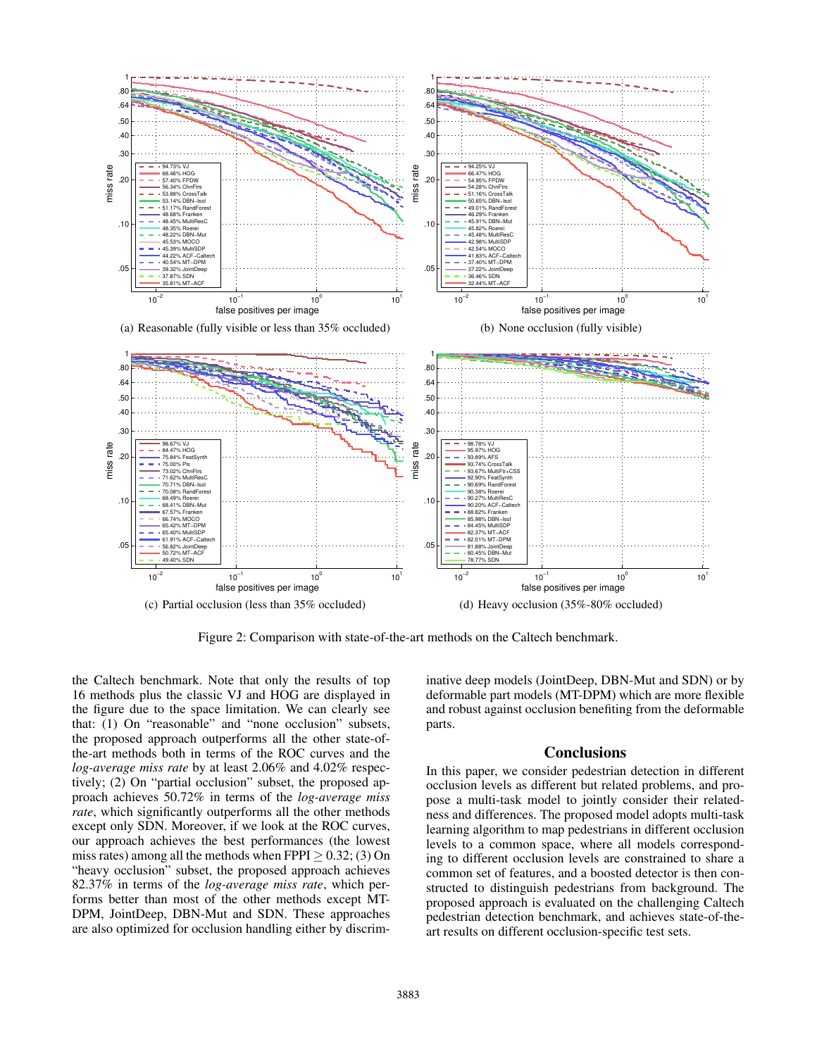(a) Reasonable (fully visible or less than 35% occluded)

(b) None occlusion (fully visible)

(c) Partial occlusion (less than 35% occluded)

(d) Heavy occlusion (35%-80% occluded)

Figure 2: Comparison with state-of-the-art methods on the Caltech benchmark.

the Caltech benchmark. Note that only the results of top 16 methods plus the classic VJ and HOG are displayed in the figure due to the space limitation. We can clearly see that: (1) On "reasonable" and "none occlusion" subsets, the proposed approach outperforms all the other state-of-the-art methods both in terms of the ROC curves and the *log-average miss rate* by at least 2.06% and 4.02% respectively; (2) On "partial occlusion" subset, the proposed approach achieves 50.72% in terms of the *log-average miss rate*, which significantly outperforms all the other methods except only SDN. Moreover, if we look at the ROC curves, our approach achieves the best performances (the lowest miss rates) among all the methods when FPPI $\geq 0.32$; (3) On "heavy occlusion" subset, the proposed approach achieves 82.37% in terms of the *log-average miss rate*, which performs better than most of the other methods except MT-DPM, JointDeep, DBN-Mut and SDN. These approaches are also optimized for occlusion handling either by discriminative deep models (JointDeep, DBN-Mut and SDN) or by deformable part models (MT-DPM) which are more flexible and robust against occlusion benefiting from the deformable parts.

## Conclusions

In this paper, we consider pedestrian detection in different occlusion levels as different but related problems, and propose a multi-task model to jointly consider their relatedness and differences. The proposed model adopts multi-task learning algorithm to map pedestrians in different occlusion levels to a common space, where all models corresponding to different occlusion levels are constrained to share a common set of features, and a boosted detector is then constructed to distinguish pedestrians from background. The proposed approach is evaluated on the challenging Caltech pedestrian detection benchmark, and achieves state-of-the-art results on different occlusion-specific test sets.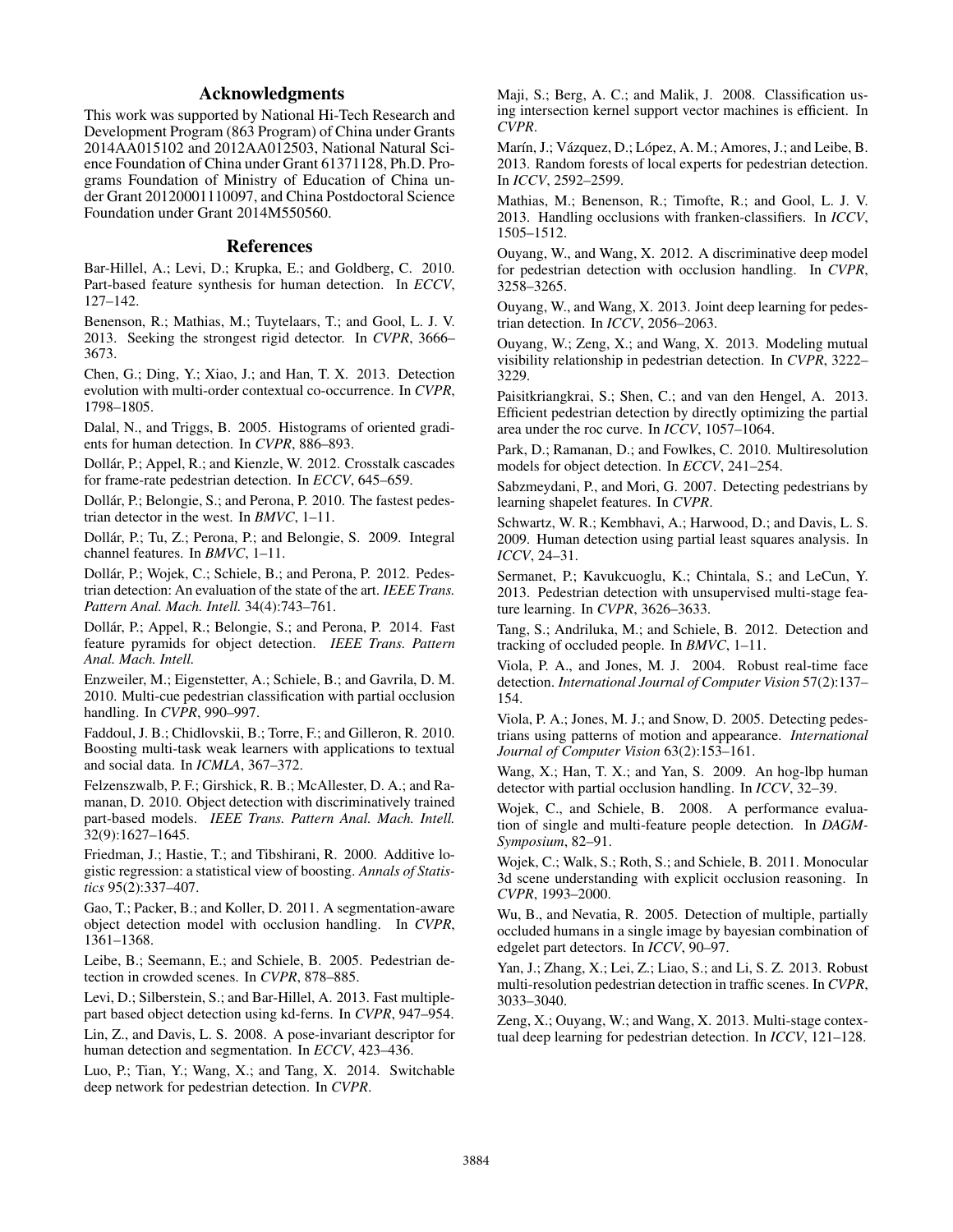## Acknowledgments

This work was supported by National Hi-Tech Research and Development Program (863 Program) of China under Grants 2014AA015102 and 2012AA012503, National Natural Science Foundation of China under Grant 61371128, Ph.D. Programs Foundation of Ministry of Education of China under Grant 20120001110097, and China Postdoctoral Science Foundation under Grant 2014M550560.

## References

Bar-Hillel, A.; Levi, D.; Krupka, E.; and Goldberg, C. 2010. Part-based feature synthesis for human detection. In *ECCV*, 127–142.

Benenson, R.; Mathias, M.; Tuytelaars, T.; and Gool, L. J. V. 2013. Seeking the strongest rigid detector. In *CVPR*, 3666–3673.

Chen, G.; Ding, Y.; Xiao, J.; and Han, T. X. 2013. Detection evolution with multi-order contextual co-occurrence. In *CVPR*, 1798–1805.

Dalal, N., and Triggs, B. 2005. Histograms of oriented gradients for human detection. In *CVPR*, 886–893.

Dollár, P.; Appel, R.; and Kienzle, W. 2012. Crosstalk cascades for frame-rate pedestrian detection. In *ECCV*, 645–659.

Dollár, P.; Belongie, S.; and Perona, P. 2010. The fastest pedestrian detector in the west. In *BMVC*, 1–11.

Dollár, P.; Tu, Z.; Perona, P.; and Belongie, S. 2009. Integral channel features. In *BMVC*, 1–11.

Dollár, P.; Wojek, C.; Schiele, B.; and Perona, P. 2012. Pedestrian detection: An evaluation of the state of the art. *IEEE Trans. Pattern Anal. Mach. Intell.* 34(4):743–761.

Dollár, P.; Appel, R.; Belongie, S.; and Perona, P. 2014. Fast feature pyramids for object detection. *IEEE Trans. Pattern Anal. Mach. Intell.*

Enzweiler, M.; Eigenstetter, A.; Schiele, B.; and Gavrila, D. M. 2010. Multi-cue pedestrian classification with partial occlusion handling. In *CVPR*, 990–997.

Faddoul, J. B.; Chidlovskii, B.; Torre, F.; and Gilleron, R. 2010. Boosting multi-task weak learners with applications to textual and social data. In *ICMLA*, 367–372.

Felzenszwalb, P. F.; Girshick, R. B.; McAllester, D. A.; and Ramanan, D. 2010. Object detection with discriminatively trained part-based models. *IEEE Trans. Pattern Anal. Mach. Intell.* 32(9):1627–1645.

Friedman, J.; Hastie, T.; and Tibshirani, R. 2000. Additive logistic regression: a statistical view of boosting. *Annals of Statistics* 95(2):337–407.

Gao, T.; Packer, B.; and Koller, D. 2011. A segmentation-aware object detection model with occlusion handling. In *CVPR*, 1361–1368.

Leibe, B.; Seemann, E.; and Schiele, B. 2005. Pedestrian detection in crowded scenes. In *CVPR*, 878–885.

Levi, D.; Silberstein, S.; and Bar-Hillel, A. 2013. Fast multiple-part based object detection using kd-ferns. In *CVPR*, 947–954.

Lin, Z., and Davis, L. S. 2008. A pose-invariant descriptor for human detection and segmentation. In *ECCV*, 423–436.

Luo, P.; Tian, Y.; Wang, X.; and Tang, X. 2014. Switchable deep network for pedestrian detection. In *CVPR*.

Maji, S.; Berg, A. C.; and Malik, J. 2008. Classification using intersection kernel support vector machines is efficient. In *CVPR*.

Marín, J.; Vázquez, D.; López, A. M.; Amores, J.; and Leibe, B. 2013. Random forests of local experts for pedestrian detection. In *ICCV*, 2592–2599.

Mathias, M.; Benenson, R.; Timofte, R.; and Gool, L. J. V. 2013. Handling occlusions with franken-classifiers. In *ICCV*, 1505–1512.

Ouyang, W., and Wang, X. 2012. A discriminative deep model for pedestrian detection with occlusion handling. In *CVPR*, 3258–3265.

Ouyang, W., and Wang, X. 2013. Joint deep learning for pedestrian detection. In *ICCV*, 2056–2063.

Ouyang, W.; Zeng, X.; and Wang, X. 2013. Modeling mutual visibility relationship in pedestrian detection. In *CVPR*, 3222–3229.

Paisitkriangkrai, S.; Shen, C.; and van den Hengel, A. 2013. Efficient pedestrian detection by directly optimizing the partial area under the roc curve. In *ICCV*, 1057–1064.

Park, D.; Ramanan, D.; and Fowlkes, C. 2010. Multiresolution models for object detection. In *ECCV*, 241–254.

Sabzmeydani, P., and Mori, G. 2007. Detecting pedestrians by learning shapelet features. In *CVPR*.

Schwartz, W. R.; Kembhavi, A.; Harwood, D.; and Davis, L. S. 2009. Human detection using partial least squares analysis. In *ICCV*, 24–31.

Sermanet, P.; Kavukcuoglu, K.; Chintala, S.; and LeCun, Y. 2013. Pedestrian detection with unsupervised multi-stage feature learning. In *CVPR*, 3626–3633.

Tang, S.; Andriluka, M.; and Schiele, B. 2012. Detection and tracking of occluded people. In *BMVC*, 1–11.

Viola, P. A., and Jones, M. J. 2004. Robust real-time face detection. *International Journal of Computer Vision* 57(2):137–154.

Viola, P. A.; Jones, M. J.; and Snow, D. 2005. Detecting pedestrians using patterns of motion and appearance. *International Journal of Computer Vision* 63(2):153–161.

Wang, X.; Han, T. X.; and Yan, S. 2009. An hog-lbp human detector with partial occlusion handling. In *ICCV*, 32–39.

Wojek, C., and Schiele, B. 2008. A performance evaluation of single and multi-feature people detection. In *DAGM-Symposium*, 82–91.

Wojek, C.; Walk, S.; Roth, S.; and Schiele, B. 2011. Monocular 3d scene understanding with explicit occlusion reasoning. In *CVPR*, 1993–2000.

Wu, B., and Nevatia, R. 2005. Detection of multiple, partially occluded humans in a single image by bayesian combination of edgelet part detectors. In *ICCV*, 90–97.

Yan, J.; Zhang, X.; Lei, Z.; Liao, S.; and Li, S. Z. 2013. Robust multi-resolution pedestrian detection in traffic scenes. In *CVPR*, 3033–3040.

Zeng, X.; Ouyang, W.; and Wang, X. 2013. Multi-stage contextual deep learning for pedestrian detection. In *ICCV*, 121–128.